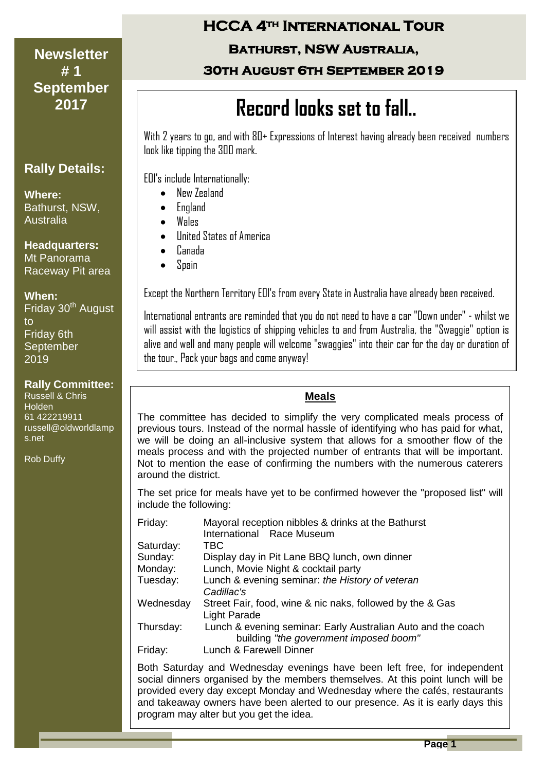# HCCA 4[th] International Tour

## Bathurst, NSW Australia,

## 30th August 6th September 2019

**Newsletter # 1 September 2017**

### Rally Details:

**Where:**
Bathurst, NSW, Australia

**Headquarters:**
Mt Panorama Raceway Pit area

**When:**
Friday 30[th] August to Friday 6th September 2019

**Rally Committee:**
Russell & Chris Holden
61 422219911
russell@oldworldlamps.net

Rob Duffy

# Record looks set to fall..

With 2 years to go, and with 80+ Expressions of Interest having already been received numbers look like tipping the 300 mark.

EOI's include Internationally:

- New Zealand
- England
- Wales
- United States of America
- Canada
- Spain

Except the Northern Territory EOI's from every State in Australia have already been received.

International entrants are reminded that you do not need to have a car "Down under" - whilst we will assist with the logistics of shipping vehicles to and from Australia, the "Swaggie" option is alive and well and many people will welcome "swaggies" into their car for the day or duration of the tour., Pack your bags and come anyway!

## Meals

The committee has decided to simplify the very complicated meals process of previous tours. Instead of the normal hassle of identifying who has paid for what, we will be doing an all-inclusive system that allows for a smoother flow of the meals process and with the projected number of entrants that will be important. Not to mention the ease of confirming the numbers with the numerous caterers around the district.

The set price for meals have yet to be confirmed however the "proposed list" will include the following:

| | |
|---|---|
| Friday: | Mayoral reception nibbles & drinks at the Bathurst International Race Museum |
| Saturday: | TBC |
| Sunday: | Display day in Pit Lane BBQ lunch, own dinner |
| Monday: | Lunch, Movie Night & cocktail party |
| Tuesday: | Lunch & evening seminar: *the History of veteran Cadillac's* |
| Wednesday | Street Fair, food, wine & nic naks, followed by the & Gas Light Parade |
| Thursday: | Lunch & evening seminar: Early Australian Auto and the coach building *"the government imposed boom"* |
| Friday: | Lunch & Farewell Dinner |

Both Saturday and Wednesday evenings have been left free, for independent social dinners organised by the members themselves. At this point lunch will be provided every day except Monday and Wednesday where the cafés, restaurants and takeaway owners have been alerted to our presence. As it is early days this program may alter but you get the idea.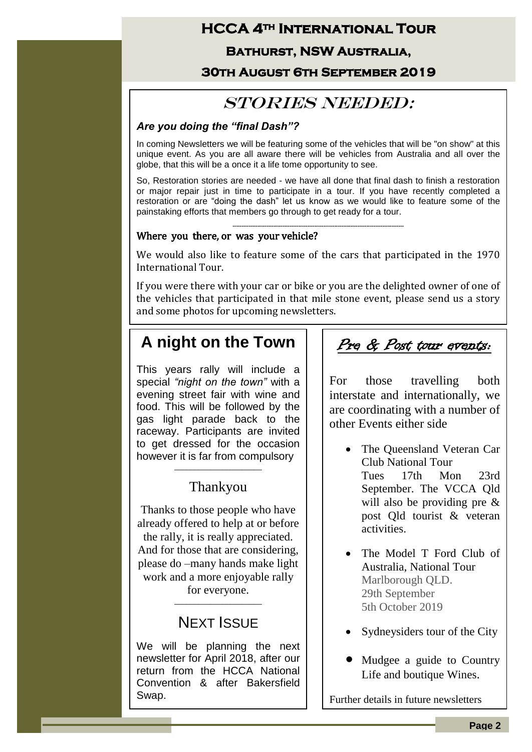# HCCA 4th International Tour

## Bathurst, NSW Australia,

## 30th August 6th September 2019

## STORIES NEEDED:

***Are you doing the "final Dash"?***

In coming Newsletters we will be featuring some of the vehicles that will be "on show" at this unique event. As you are all aware there will be vehicles from Australia and all over the globe, that this will be a once it a life tome opportunity to see.

So, Restoration stories are needed - we have all done that final dash to finish a restoration or major repair just in time to participate in a tour. If you have recently completed a restoration or are "doing the dash" let us know as we would like to feature some of the painstaking efforts that members go through to get ready for a tour.

---

**Where you there, or was your vehicle?**

We would also like to feature some of the cars that participated in the 1970 International Tour.

If you were there with your car or bike or you are the delighted owner of one of the vehicles that participated in that mile stone event, please send us a story and some photos for upcoming newsletters.

## A night on the Town

This years rally will include a special *"night on the town"* with a evening street fair with wine and food. This will be followed by the gas light parade back to the raceway. Participants are invited to get dressed for the occasion however it is far from compulsory

---

### Thankyou

Thanks to those people who have already offered to help at or before the rally, it is really appreciated. And for those that are considering, please do –many hands make light work and a more enjoyable rally for everyone.

---

### Next Issue

We will be planning the next newsletter for April 2018, after our return from the HCCA National Convention & after Bakersfield Swap.

## *Pre & Post tour events:*

For those travelling both interstate and internationally, we are coordinating with a number of other Events either side

- The Queensland Veteran Car Club National Tour
  Tues 17th Mon 23rd September. The VCCA Qld will also be providing pre & post Qld tourist & veteran activities.
- The Model T Ford Club of Australia, National Tour
  Marlborough QLD.
  29th September
  5th October 2019
- Sydneysiders tour of the City
- Mudgee a guide to Country Life and boutique Wines.

Further details in future newsletters